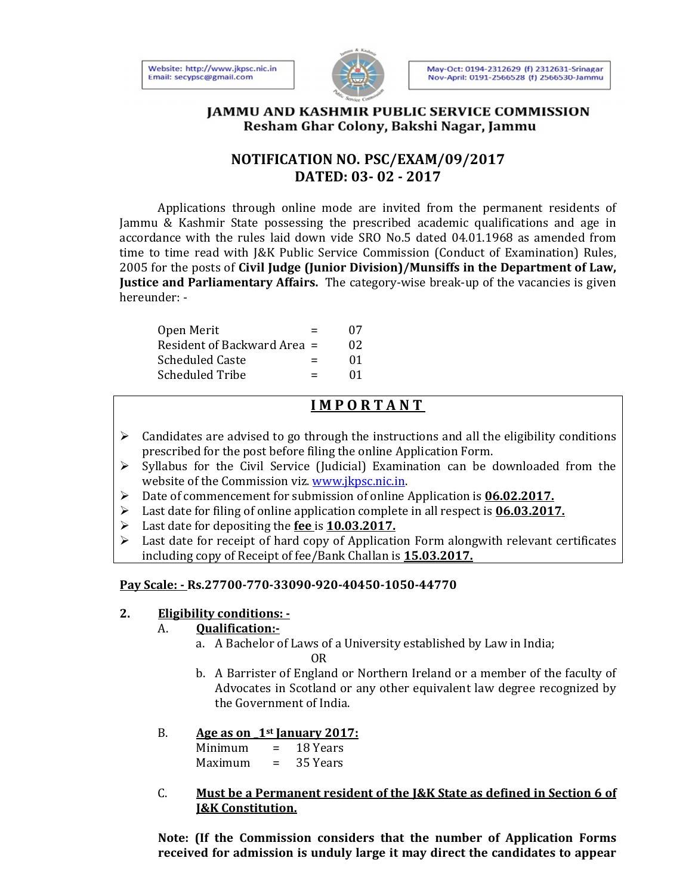Website: http://www.jkpsc.nic.in
Email: secypsc@gmail.com

May-Oct: 0194-2312629 (f) 2312631-Srinagar
Nov-April: 0191-2566528 (f) 2566530-Jammu

**JAMMU AND KASHMIR PUBLIC SERVICE COMMISSION**
**Resham Ghar Colony, Bakshi Nagar, Jammu**

# NOTIFICATION NO. PSC/EXAM/09/2017
# DATED: 03- 02 - 2017

Applications through online mode are invited from the permanent residents of Jammu & Kashmir State possessing the prescribed academic qualifications and age in accordance with the rules laid down vide SRO No.5 dated 04.01.1968 as amended from time to time read with J&K Public Service Commission (Conduct of Examination) Rules, 2005 for the posts of **Civil Judge (Junior Division)/Munsiffs in the Department of Law, Justice and Parliamentary Affairs.** The category-wise break-up of the vacancies is given hereunder: -

| | | |
|---|---|---|
| Open Merit | = | 07 |
| Resident of Backward Area | = | 02 |
| Scheduled Caste | = | 01 |
| Scheduled Tribe | = | 01 |

## I M P O R T A N T

- Candidates are advised to go through the instructions and all the eligibility conditions prescribed for the post before filing the online Application Form.
- Syllabus for the Civil Service (Judicial) Examination can be downloaded from the website of the Commission viz. www.jkpsc.nic.in.
- Date of commencement for submission of online Application is **06.02.2017.**
- Last date for filing of online application complete in all respect is **06.03.2017.**
- Last date for depositing the **fee** is **10.03.2017.**
- Last date for receipt of hard copy of Application Form alongwith relevant certificates including copy of Receipt of fee/Bank Challan is **15.03.2017.**

**Pay Scale: - Rs.27700-770-33090-920-40450-1050-44770**

**2. Eligibility conditions: -**

A. **Qualification:-**

a. A Bachelor of Laws of a University established by Law in India;

OR

b. A Barrister of England or Northern Ireland or a member of the faculty of Advocates in Scotland or any other equivalent law degree recognized by the Government of India.

B. **Age as on 1st January 2017:**

| | | |
|---|---|---|
| Minimum | = | 18 Years |
| Maximum | = | 35 Years |

C. **Must be a Permanent resident of the J&K State as defined in Section 6 of J&K Constitution.**

**Note: (If the Commission considers that the number of Application Forms received for admission is unduly large it may direct the candidates to appear**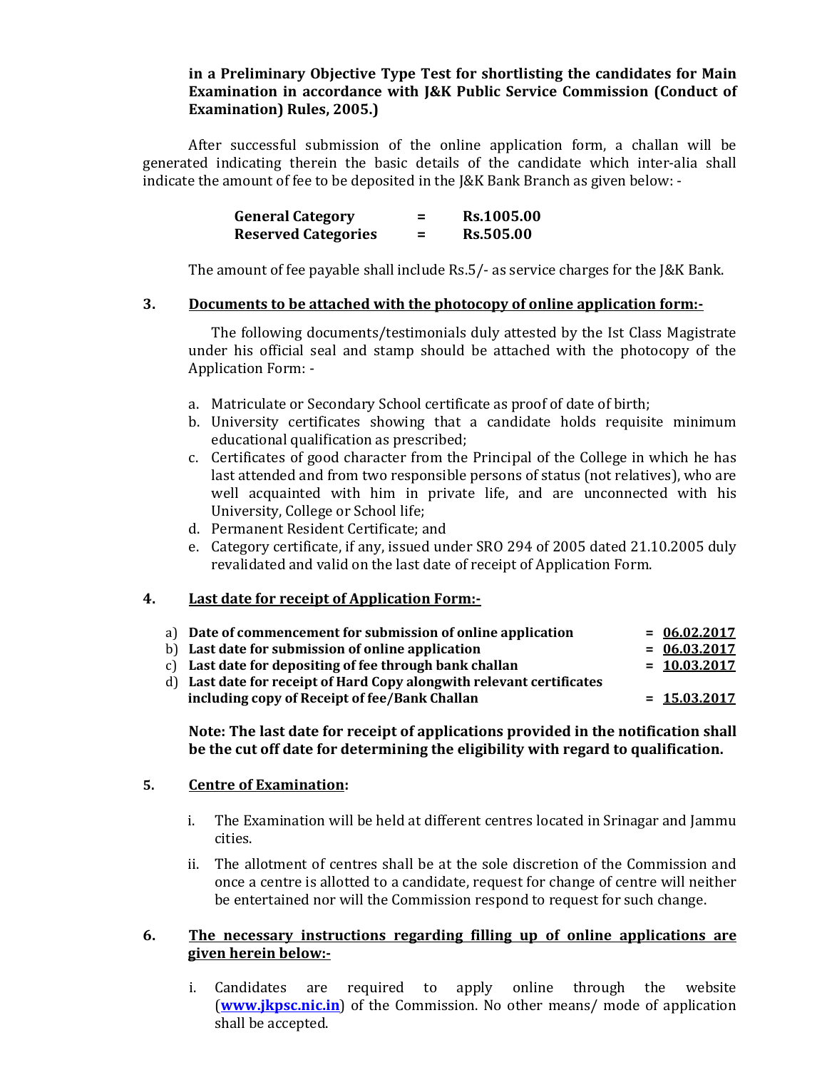**in a Preliminary Objective Type Test for shortlisting the candidates for Main Examination in accordance with J&K Public Service Commission (Conduct of Examination) Rules, 2005.)**

After successful submission of the online application form, a challan will be generated indicating therein the basic details of the candidate which inter-alia shall indicate the amount of fee to be deposited in the J&K Bank Branch as given below: -

| | | |
|---|---|---|
| **General Category** | **=** | **Rs.1005.00** |
| **Reserved Categories** | **=** | **Rs.505.00** |

The amount of fee payable shall include Rs.5/- as service charges for the J&K Bank.

**3. <u>Documents to be attached with the photocopy of online application form:-</u>**

The following documents/testimonials duly attested by the Ist Class Magistrate under his official seal and stamp should be attached with the photocopy of the Application Form: -

a. Matriculate or Secondary School certificate as proof of date of birth;
b. University certificates showing that a candidate holds requisite minimum educational qualification as prescribed;
c. Certificates of good character from the Principal of the College in which he has last attended and from two responsible persons of status (not relatives), who are well acquainted with him in private life, and are unconnected with his University, College or School life;
d. Permanent Resident Certificate; and
e. Category certificate, if any, issued under SRO 294 of 2005 dated 21.10.2005 duly revalidated and valid on the last date of receipt of Application Form.

**4. <u>Last date for receipt of Application Form:-</u>**

| | | |
|---|---|---|
| a) | **Date of commencement for submission of online application** | **= <u>06.02.2017</u>** |
| b) | **Last date for submission of online application** | **= <u>06.03.2017</u>** |
| c) | **Last date for depositing of fee through bank challan** | **= <u>10.03.2017</u>** |
| d) | **Last date for receipt of Hard Copy alongwith relevant certificates including copy of Receipt of fee/Bank Challan** | **= <u>15.03.2017</u>** |

**Note: The last date for receipt of applications provided in the notification shall be the cut off date for determining the eligibility with regard to qualification.**

**5. <u>Centre of Examination</u>:**

i. The Examination will be held at different centres located in Srinagar and Jammu cities.

ii. The allotment of centres shall be at the sole discretion of the Commission and once a centre is allotted to a candidate, request for change of centre will neither be entertained nor will the Commission respond to request for such change.

**6. <u>The necessary instructions regarding filling up of online applications are given herein below:-</u>**

i. Candidates are required to apply online through the website (**www.jkpsc.nic.in**) of the Commission. No other means/ mode of application shall be accepted.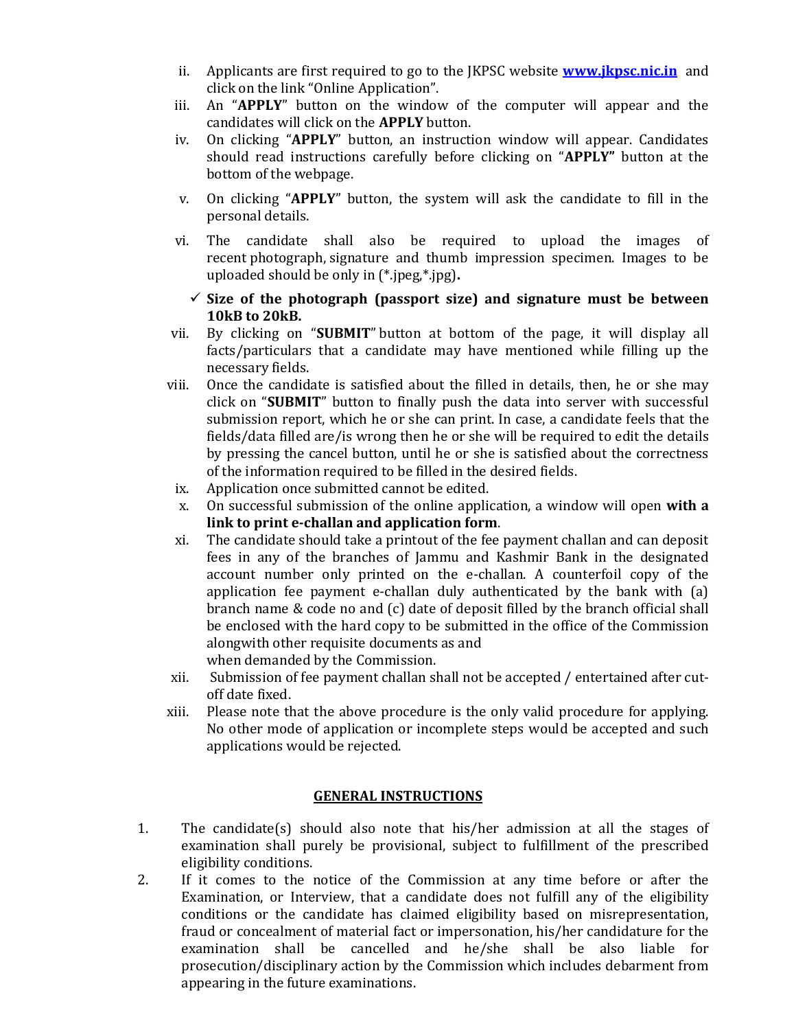ii. Applicants are first required to go to the JKPSC website **[www.jkpsc.nic.in](http://www.jkpsc.nic.in)** and click on the link "Online Application".

iii. An "**APPLY**" button on the window of the computer will appear and the candidates will click on the **APPLY** button.

iv. On clicking "**APPLY**" button, an instruction window will appear. Candidates should read instructions carefully before clicking on "**APPLY"** button at the bottom of the webpage.

v. On clicking "**APPLY**" button, the system will ask the candidate to fill in the personal details.

vi. The candidate shall also be required to upload the images of recent photograph, signature and thumb impression specimen. Images to be uploaded should be only in (*.jpeg,*.jpg)**.**

   - ✓ **Size of the photograph (passport size) and signature must be between 10kB to 20kB.**

vii. By clicking on "**SUBMIT**" button at bottom of the page, it will display all facts/particulars that a candidate may have mentioned while filling up the necessary fields.

viii. Once the candidate is satisfied about the filled in details, then, he or she may click on "**SUBMIT**" button to finally push the data into server with successful submission report, which he or she can print. In case, a candidate feels that the fields/data filled are/is wrong then he or she will be required to edit the details by pressing the cancel button, until he or she is satisfied about the correctness of the information required to be filled in the desired fields.

ix. Application once submitted cannot be edited.

x. On successful submission of the online application, a window will open **with a link to print e-challan and application form**.

xi. The candidate should take a printout of the fee payment challan and can deposit fees in any of the branches of Jammu and Kashmir Bank in the designated account number only printed on the e-challan. A counterfoil copy of the application fee payment e-challan duly authenticated by the bank with (a) branch name & code no and (c) date of deposit filled by the branch official shall be enclosed with the hard copy to be submitted in the office of the Commission alongwith other requisite documents as and when demanded by the Commission.

xii. Submission of fee payment challan shall not be accepted / entertained after cut-off date fixed.

xiii. Please note that the above procedure is the only valid procedure for applying. No other mode of application or incomplete steps would be accepted and such applications would be rejected.

## GENERAL INSTRUCTIONS

1. The candidate(s) should also note that his/her admission at all the stages of examination shall purely be provisional, subject to fulfillment of the prescribed eligibility conditions.
2. If it comes to the notice of the Commission at any time before or after the Examination, or Interview, that a candidate does not fulfill any of the eligibility conditions or the candidate has claimed eligibility based on misrepresentation, fraud or concealment of material fact or impersonation, his/her candidature for the examination shall be cancelled and he/she shall be also liable for prosecution/disciplinary action by the Commission which includes debarment from appearing in the future examinations.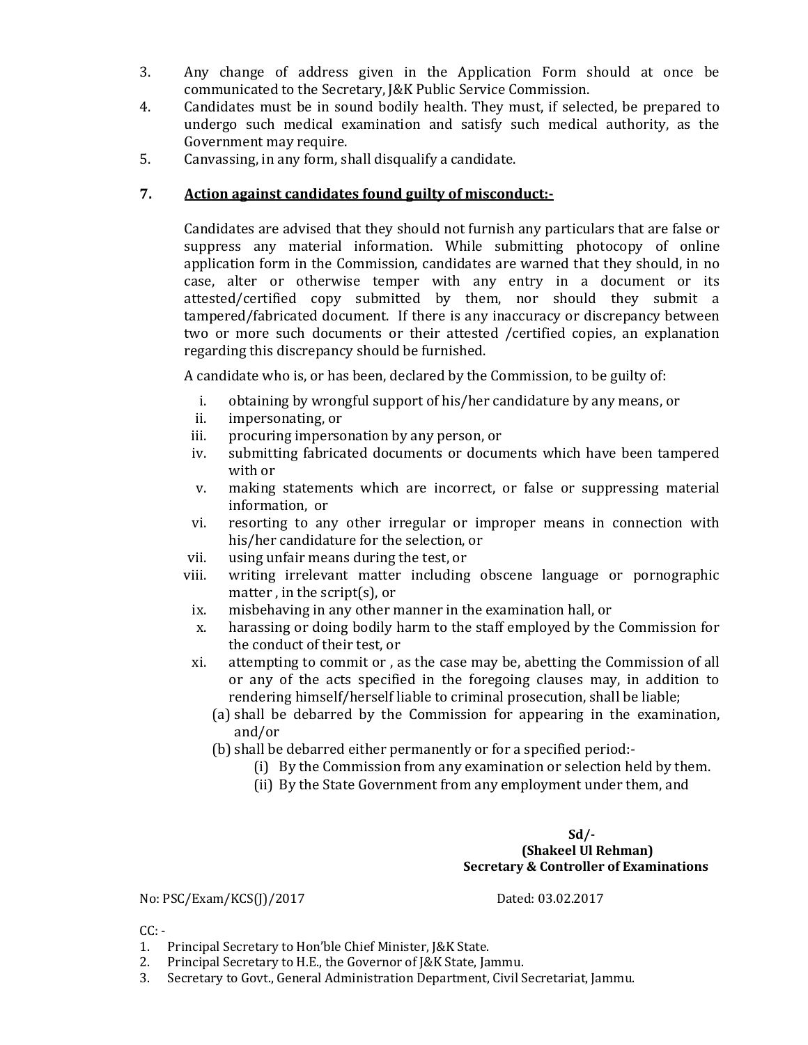3. Any change of address given in the Application Form should at once be communicated to the Secretary, J&K Public Service Commission.
4. Candidates must be in sound bodily health. They must, if selected, be prepared to undergo such medical examination and satisfy such medical authority, as the Government may require.
5. Canvassing, in any form, shall disqualify a candidate.

**7. <u>Action against candidates found guilty of misconduct:-</u>**

Candidates are advised that they should not furnish any particulars that are false or suppress any material information. While submitting photocopy of online application form in the Commission, candidates are warned that they should, in no case, alter or otherwise temper with any entry in a document or its attested/certified copy submitted by them, nor should they submit a tampered/fabricated document. If there is any inaccuracy or discrepancy between two or more such documents or their attested /certified copies, an explanation regarding this discrepancy should be furnished.

A candidate who is, or has been, declared by the Commission, to be guilty of:

i. obtaining by wrongful support of his/her candidature by any means, or
ii. impersonating, or
iii. procuring impersonation by any person, or
iv. submitting fabricated documents or documents which have been tampered with or
v. making statements which are incorrect, or false or suppressing material information, or
vi. resorting to any other irregular or improper means in connection with his/her candidature for the selection, or
vii. using unfair means during the test, or
viii. writing irrelevant matter including obscene language or pornographic matter , in the script(s), or
ix. misbehaving in any other manner in the examination hall, or
x. harassing or doing bodily harm to the staff employed by the Commission for the conduct of their test, or
xi. attempting to commit or , as the case may be, abetting the Commission of all or any of the acts specified in the foregoing clauses may, in addition to rendering himself/herself liable to criminal prosecution, shall be liable;
   (a) shall be debarred by the Commission for appearing in the examination, and/or
   (b) shall be debarred either permanently or for a specified period:-
      (i) By the Commission from any examination or selection held by them.
      (ii) By the State Government from any employment under them, and

**Sd/-**
**(Shakeel Ul Rehman)**
**Secretary & Controller of Examinations**

No: PSC/Exam/KCS(J)/2017 Dated: 03.02.2017

CC: -
1. Principal Secretary to Hon'ble Chief Minister, J&K State.
2. Principal Secretary to H.E., the Governor of J&K State, Jammu.
3. Secretary to Govt., General Administration Department, Civil Secretariat, Jammu.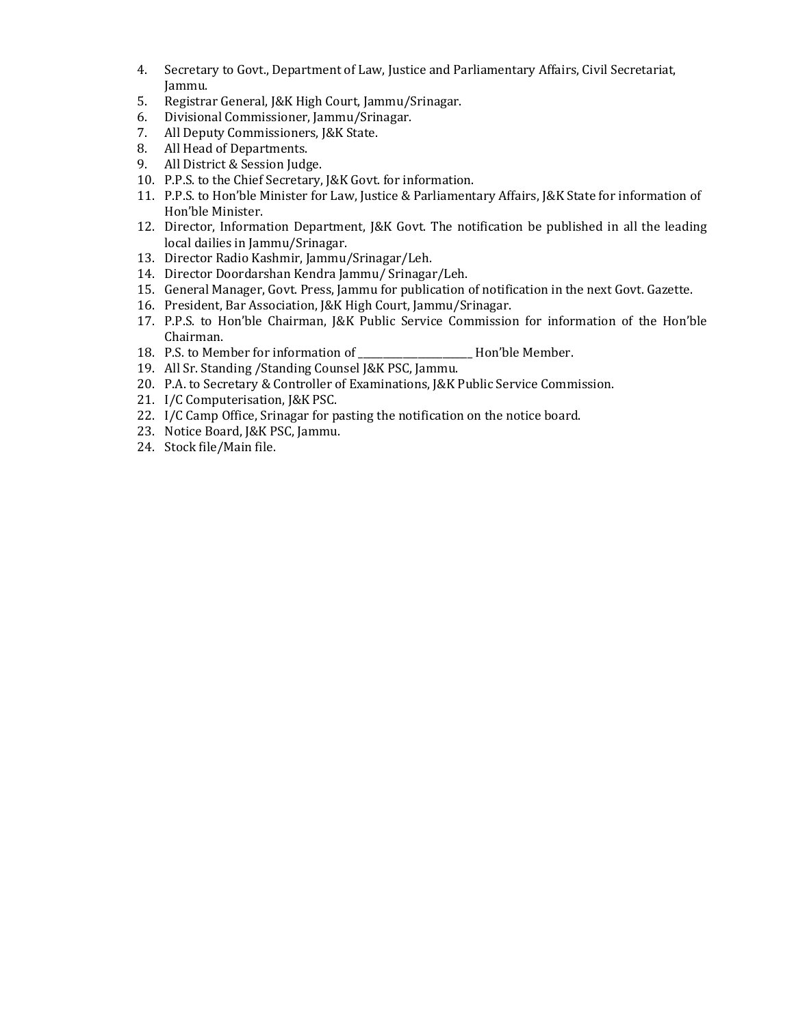4. Secretary to Govt., Department of Law, Justice and Parliamentary Affairs, Civil Secretariat, Jammu.
5. Registrar General, J&K High Court, Jammu/Srinagar.
6. Divisional Commissioner, Jammu/Srinagar.
7. All Deputy Commissioners, J&K State.
8. All Head of Departments.
9. All District & Session Judge.
10. P.P.S. to the Chief Secretary, J&K Govt. for information.
11. P.P.S. to Hon'ble Minister for Law, Justice & Parliamentary Affairs, J&K State for information of Hon'ble Minister.
12. Director, Information Department, J&K Govt. The notification be published in all the leading local dailies in Jammu/Srinagar.
13. Director Radio Kashmir, Jammu/Srinagar/Leh.
14. Director Doordarshan Kendra Jammu/ Srinagar/Leh.
15. General Manager, Govt. Press, Jammu for publication of notification in the next Govt. Gazette.
16. President, Bar Association, J&K High Court, Jammu/Srinagar.
17. P.P.S. to Hon'ble Chairman, J&K Public Service Commission for information of the Hon'ble Chairman.
18. P.S. to Member for information of ______________________ Hon'ble Member.
19. All Sr. Standing /Standing Counsel J&K PSC, Jammu.
20. P.A. to Secretary & Controller of Examinations, J&K Public Service Commission.
21. I/C Computerisation, J&K PSC.
22. I/C Camp Office, Srinagar for pasting the notification on the notice board.
23. Notice Board, J&K PSC, Jammu.
24. Stock file/Main file.